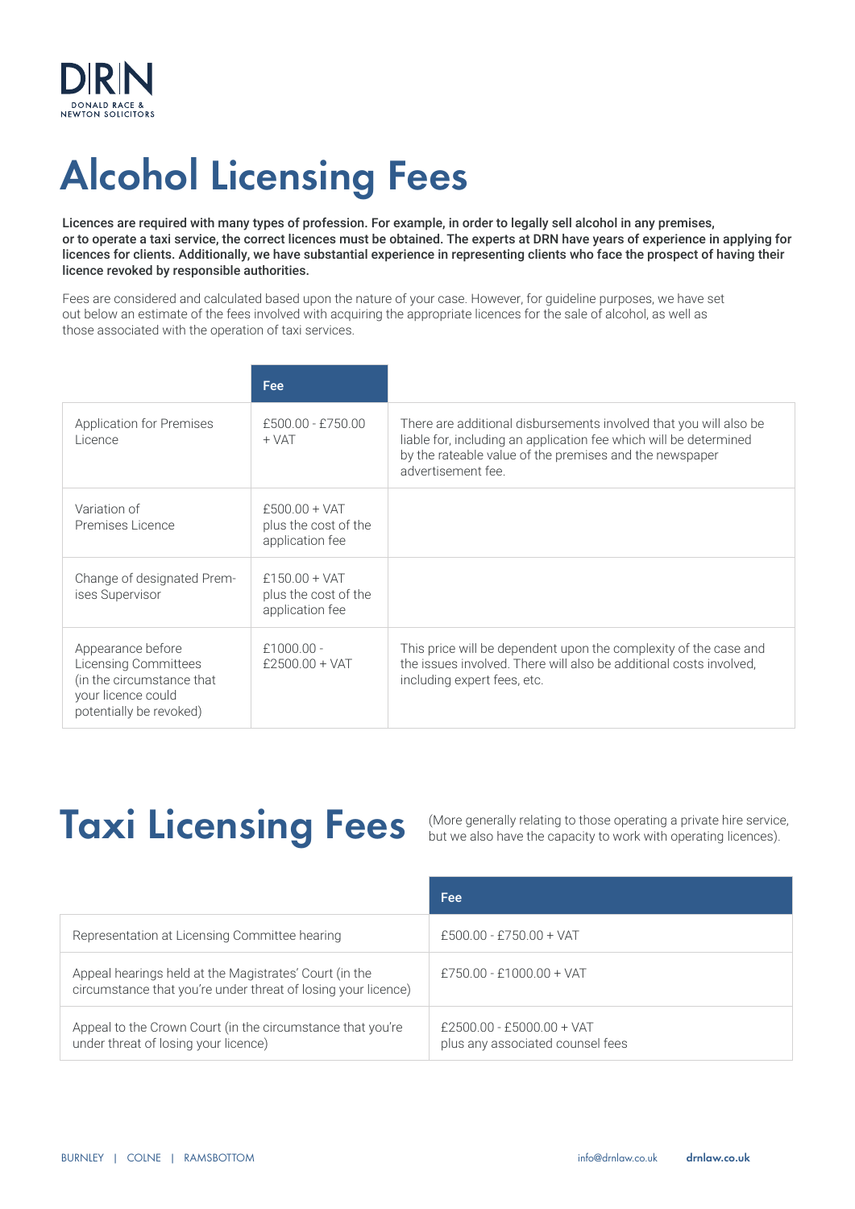DRN
DONALD RACE & NEWTON SOLICITORS

# Alcohol Licensing Fees

**Licences are required with many types of profession. For example, in order to legally sell alcohol in any premises, or to operate a taxi service, the correct licences must be obtained. The experts at DRN have years of experience in applying for licences for clients. Additionally, we have substantial experience in representing clients who face the prospect of having their licence revoked by responsible authorities.**

Fees are considered and calculated based upon the nature of your case. However, for guideline purposes, we have set out below an estimate of the fees involved with acquiring the appropriate licences for the sale of alcohol, as well as those associated with the operation of taxi services.

| | Fee | |
|---|---|---|
| Application for Premises Licence | £500.00 - £750.00 + VAT | There are additional disbursements involved that you will also be liable for, including an application fee which will be determined by the rateable value of the premises and the newspaper advertisement fee. |
| Variation of Premises Licence | £500.00 + VAT plus the cost of the application fee | |
| Change of designated Premises Supervisor | £150.00 + VAT plus the cost of the application fee | |
| Appearance before Licensing Committees (in the circumstance that your licence could potentially be revoked) | £1000.00 - £2500.00 + VAT | This price will be dependent upon the complexity of the case and the issues involved. There will also be additional costs involved, including expert fees, etc. |

# Taxi Licensing Fees

(More generally relating to those operating a private hire service, but we also have the capacity to work with operating licences).

| | Fee |
|---|---|
| Representation at Licensing Committee hearing | £500.00 - £750.00 + VAT |
| Appeal hearings held at the Magistrates' Court (in the circumstance that you're under threat of losing your licence) | £750.00 - £1000.00 + VAT |
| Appeal to the Crown Court (in the circumstance that you're under threat of losing your licence) | £2500.00 - £5000.00 + VAT plus any associated counsel fees |

BURNLEY | COLNE | RAMSBOTTOM

info@drnlaw.co.uk **drnlaw.co.uk**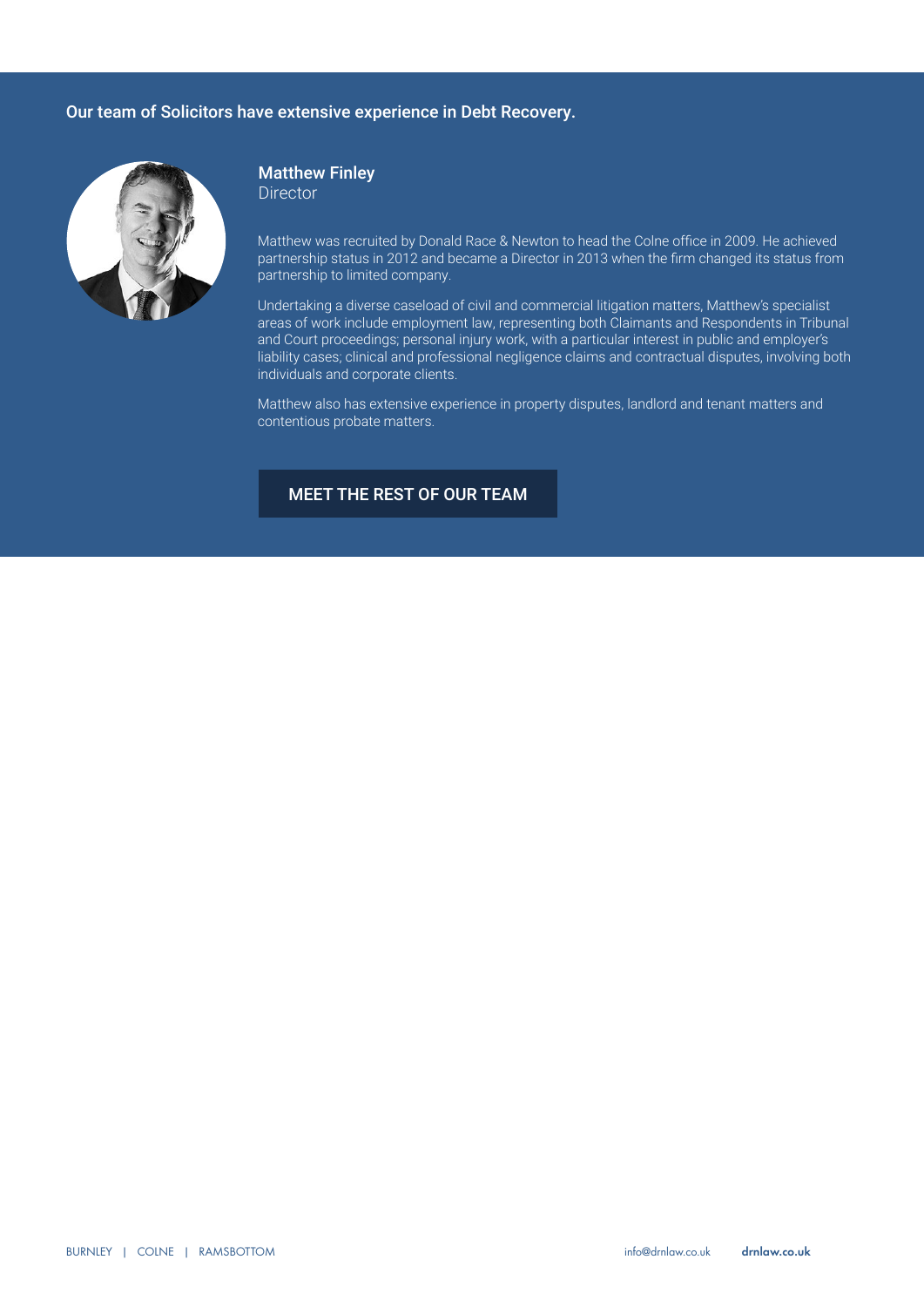## Our team of Solicitors have extensive experience in Debt Recovery.

### Matthew Finley

Director

Matthew was recruited by Donald Race & Newton to head the Colne office in 2009. He achieved partnership status in 2012 and became a Director in 2013 when the firm changed its status from partnership to limited company.

Undertaking a diverse caseload of civil and commercial litigation matters, Matthew's specialist areas of work include employment law, representing both Claimants and Respondents in Tribunal and Court proceedings; personal injury work, with a particular interest in public and employer's liability cases; clinical and professional negligence claims and contractual disputes, involving both individuals and corporate clients.

Matthew also has extensive experience in property disputes, landlord and tenant matters and contentious probate matters.

MEET THE REST OF OUR TEAM

BURNLEY | COLNE | RAMSBOTTOM

info@drnlaw.co.uk **drnlaw.co.uk**